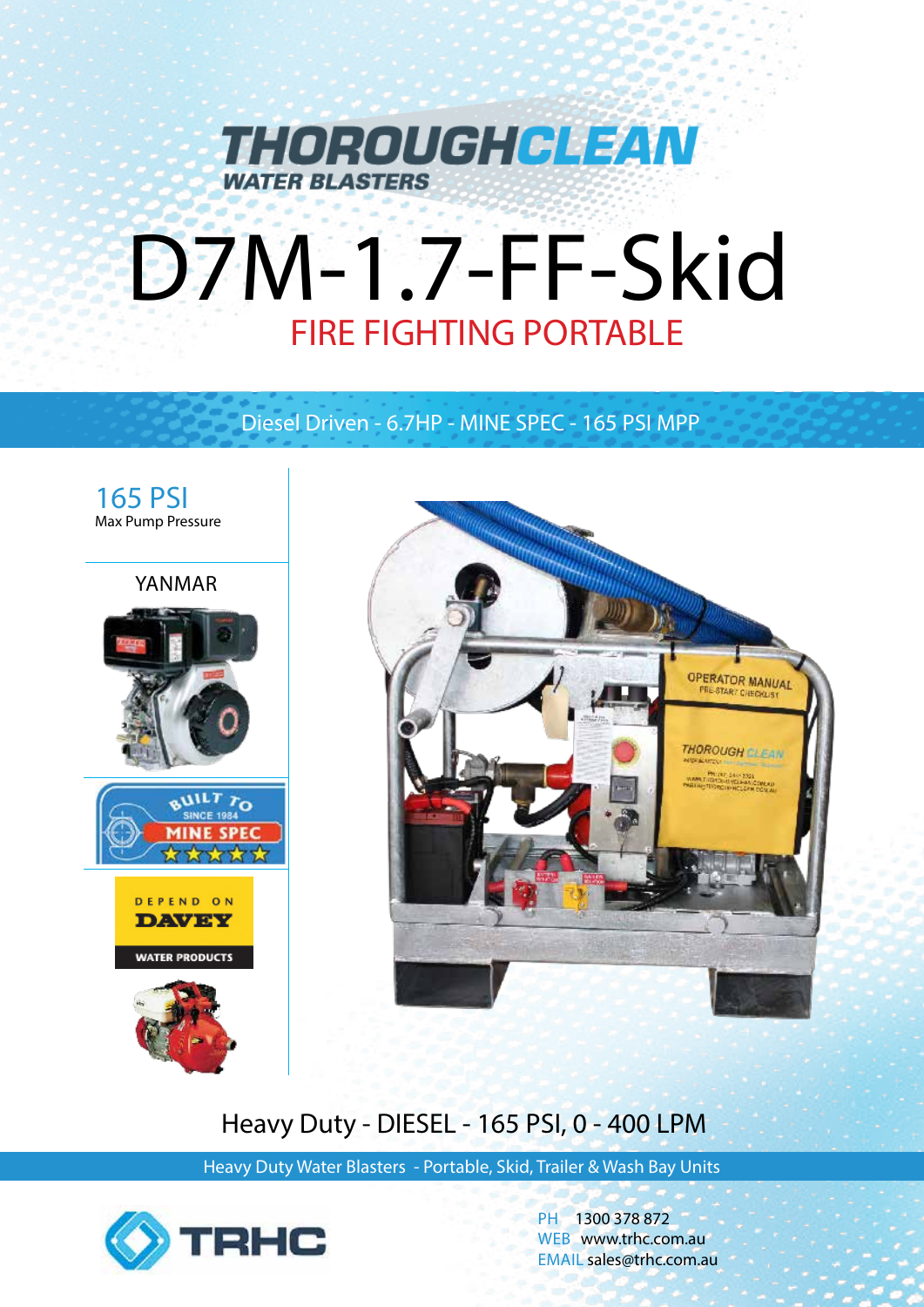# THOROUGHCLEAN

WATER BLASTERS

# D7M-1.7-FF-Skid

## FIRE FIGHTING PORTABLE

Diesel Driven - 6.7HP - MINE SPEC - 165 PSI MPP

**165 PSI**
Max Pump Pressure

YANMAR

BUILT TO SINCE 1984 MINE SPEC

DEPEND ON DAVEY WATER PRODUCTS

## Heavy Duty - DIESEL - 165 PSI, 0 - 400 LPM

Heavy Duty Water Blasters - Portable, Skid, Trailer & Wash Bay Units

TRHC

PH 1300 378 872
WEB www.trhc.com.au
EMAIL sales@trhc.com.au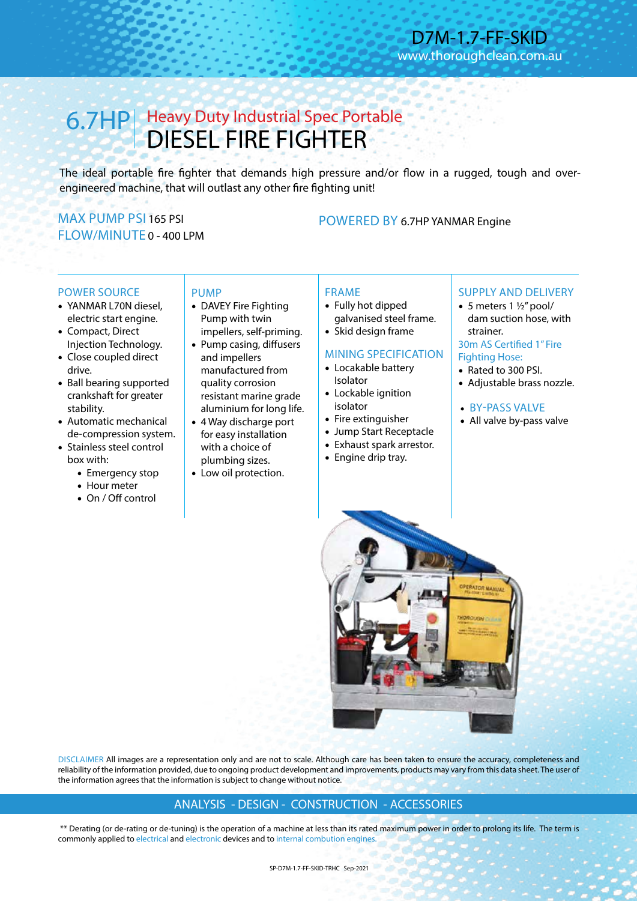D7M-1.7-FF-SKID
www.thoroughclean.com.au

# 6.7HP | Heavy Duty Industrial Spec Portable DIESEL FIRE FIGHTER

The ideal portable fire fighter that demands high pressure and/or flow in a rugged, tough and over-engineered machine, that will outlast any other fire fighting unit!

MAX PUMP PSI 165 PSI
FLOW/MINUTE 0 - 400 LPM

POWERED BY 6.7HP YANMAR Engine

### POWER SOURCE

- YANMAR L70N diesel, electric start engine.
- Compact, Direct Injection Technology.
- Close coupled direct drive.
- Ball bearing supported crankshaft for greater stability.
- Automatic mechanical de-compression system.
- Stainless steel control box with:
  - Emergency stop
  - Hour meter
  - On / Off control

### PUMP

- DAVEY Fire Fighting Pump with twin impellers, self-priming.
- Pump casing, diffusers and impellers manufactured from quality corrosion resistant marine grade aluminium for long life.
- 4 Way discharge port for easy installation with a choice of plumbing sizes.
- Low oil protection.

### FRAME

- Fully hot dipped galvanised steel frame.
- Skid design frame

### MINING SPECIFICATION

- Locakable battery Isolator
- Lockable ignition isolator
- Fire extinguisher
- Jump Start Receptacle
- Exhaust spark arrestor.
- Engine drip tray.

### SUPPLY AND DELIVERY

- 5 meters 1 ½" pool/ dam suction hose, with strainer.

30m AS Certified 1" Fire Fighting Hose:

- Rated to 300 PSI.
- Adjustable brass nozzle.

- BY-PASS VALVE
- All valve by-pass valve

DISCLAIMER All images are a representation only and are not to scale. Although care has been taken to ensure the accuracy, completeness and reliability of the information provided, due to ongoing product development and improvements, products may vary from this data sheet. The user of the information agrees that the information is subject to change without notice.

ANALYSIS - DESIGN - CONSTRUCTION - ACCESSORIES

** Derating (or de-rating or de-tuning) is the operation of a machine at less than its rated maximum power in order to prolong its life. The term is commonly applied to electrical and electronic devices and to internal combution engines.

SP-D7M-1.7-FF-SKID-TRHC Sep-2021